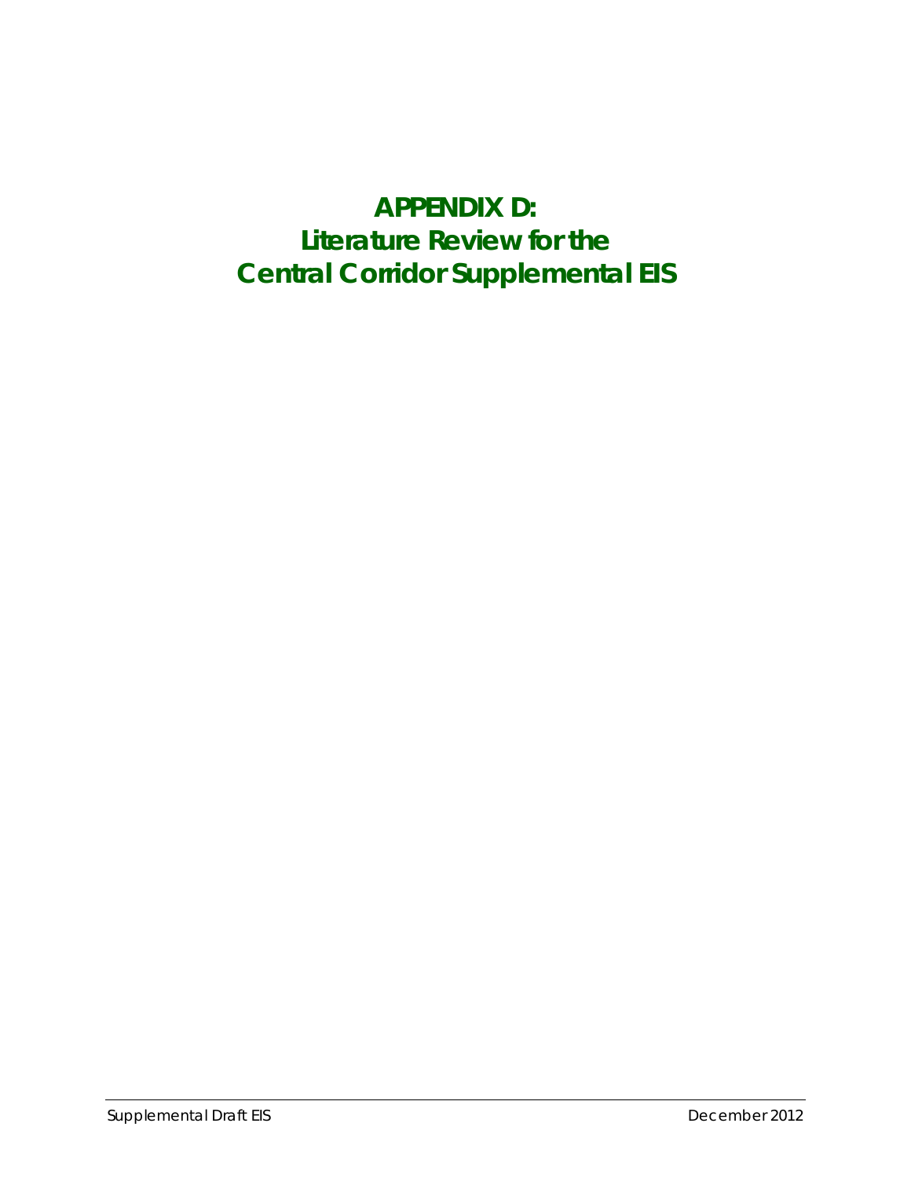# APPENDIX D:
# Literature Review for the Central Corridor Supplemental EIS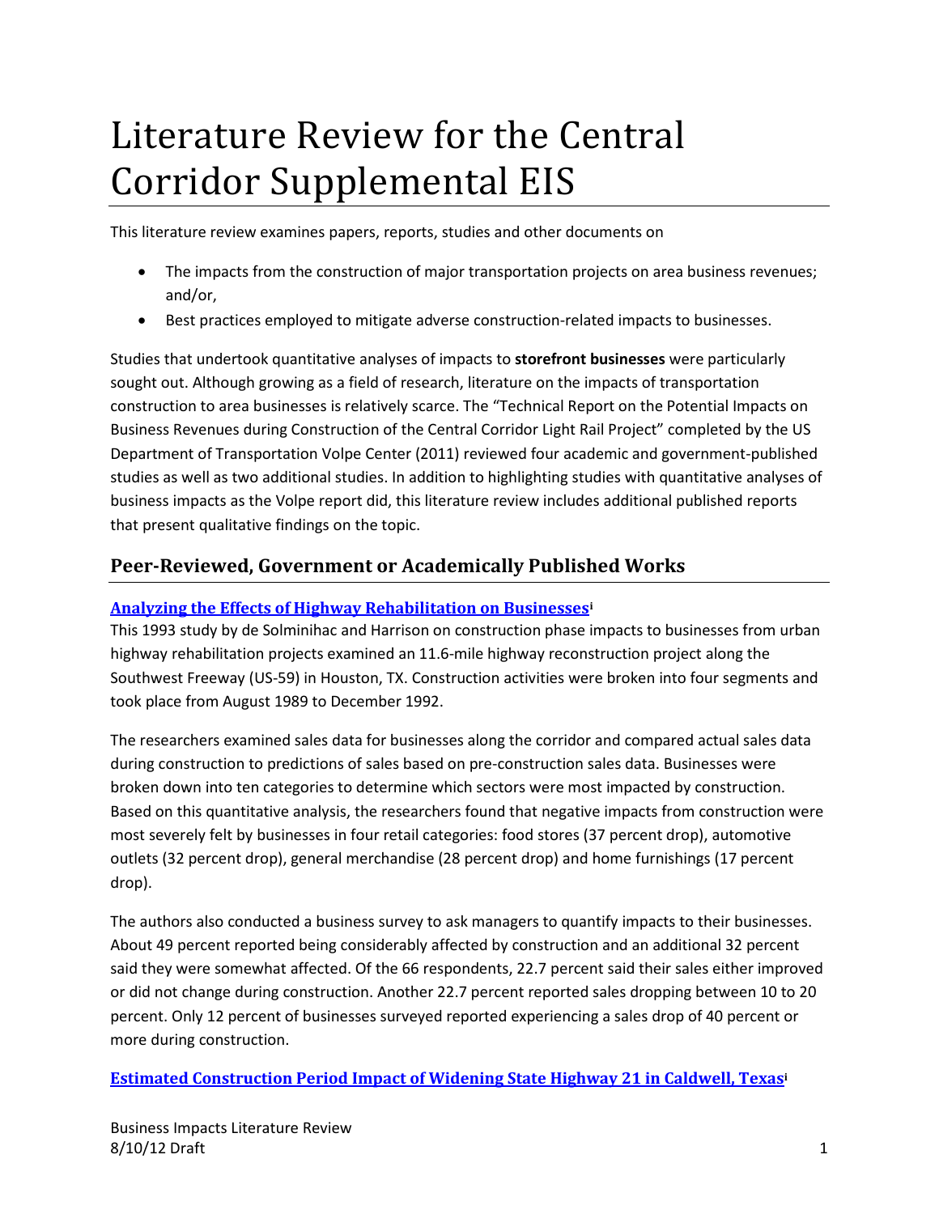# Literature Review for the Central Corridor Supplemental EIS

This literature review examines papers, reports, studies and other documents on

- The impacts from the construction of major transportation projects on area business revenues; and/or,
- Best practices employed to mitigate adverse construction-related impacts to businesses.

Studies that undertook quantitative analyses of impacts to **storefront businesses** were particularly sought out. Although growing as a field of research, literature on the impacts of transportation construction to area businesses is relatively scarce. The "Technical Report on the Potential Impacts on Business Revenues during Construction of the Central Corridor Light Rail Project" completed by the US Department of Transportation Volpe Center (2011) reviewed four academic and government-published studies as well as two additional studies. In addition to highlighting studies with quantitative analyses of business impacts as the Volpe report did, this literature review includes additional published reports that present qualitative findings on the topic.

## Peer-Reviewed, Government or Academically Published Works

### Analyzing the Effects of Highway Rehabilitation on Businesses[i]

This 1993 study by de Solminihac and Harrison on construction phase impacts to businesses from urban highway rehabilitation projects examined an 11.6-mile highway reconstruction project along the Southwest Freeway (US-59) in Houston, TX. Construction activities were broken into four segments and took place from August 1989 to December 1992.

The researchers examined sales data for businesses along the corridor and compared actual sales data during construction to predictions of sales based on pre-construction sales data. Businesses were broken down into ten categories to determine which sectors were most impacted by construction. Based on this quantitative analysis, the researchers found that negative impacts from construction were most severely felt by businesses in four retail categories: food stores (37 percent drop), automotive outlets (32 percent drop), general merchandise (28 percent drop) and home furnishings (17 percent drop).

The authors also conducted a business survey to ask managers to quantify impacts to their businesses. About 49 percent reported being considerably affected by construction and an additional 32 percent said they were somewhat affected. Of the 66 respondents, 22.7 percent said their sales either improved or did not change during construction. Another 22.7 percent reported sales dropping between 10 to 20 percent. Only 12 percent of businesses surveyed reported experiencing a sales drop of 40 percent or more during construction.

### Estimated Construction Period Impact of Widening State Highway 21 in Caldwell, Texas[i]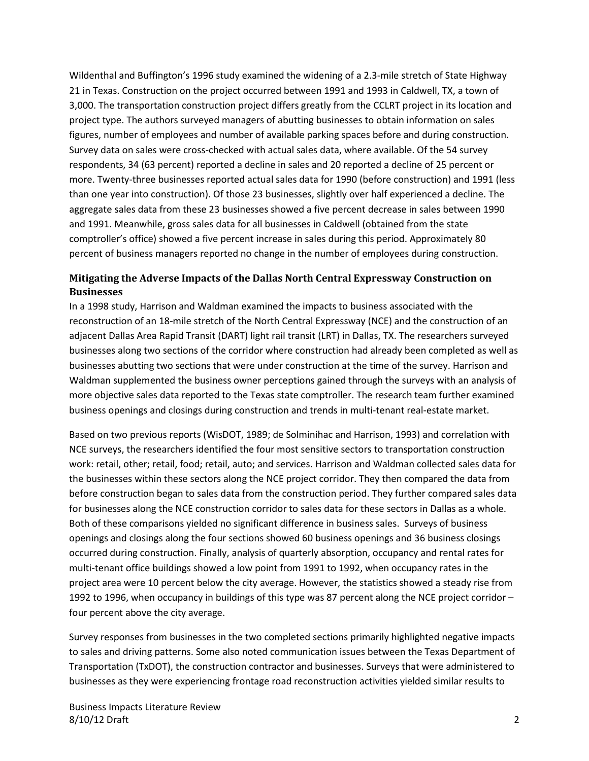Wildenthal and Buffington's 1996 study examined the widening of a 2.3-mile stretch of State Highway 21 in Texas. Construction on the project occurred between 1991 and 1993 in Caldwell, TX, a town of 3,000. The transportation construction project differs greatly from the CCLRT project in its location and project type. The authors surveyed managers of abutting businesses to obtain information on sales figures, number of employees and number of available parking spaces before and during construction. Survey data on sales were cross-checked with actual sales data, where available. Of the 54 survey respondents, 34 (63 percent) reported a decline in sales and 20 reported a decline of 25 percent or more. Twenty-three businesses reported actual sales data for 1990 (before construction) and 1991 (less than one year into construction). Of those 23 businesses, slightly over half experienced a decline. The aggregate sales data from these 23 businesses showed a five percent decrease in sales between 1990 and 1991. Meanwhile, gross sales data for all businesses in Caldwell (obtained from the state comptroller's office) showed a five percent increase in sales during this period. Approximately 80 percent of business managers reported no change in the number of employees during construction.

### Mitigating the Adverse Impacts of the Dallas North Central Expressway Construction on Businesses

In a 1998 study, Harrison and Waldman examined the impacts to business associated with the reconstruction of an 18-mile stretch of the North Central Expressway (NCE) and the construction of an adjacent Dallas Area Rapid Transit (DART) light rail transit (LRT) in Dallas, TX. The researchers surveyed businesses along two sections of the corridor where construction had already been completed as well as businesses abutting two sections that were under construction at the time of the survey. Harrison and Waldman supplemented the business owner perceptions gained through the surveys with an analysis of more objective sales data reported to the Texas state comptroller. The research team further examined business openings and closings during construction and trends in multi-tenant real-estate market.

Based on two previous reports (WisDOT, 1989; de Solminihac and Harrison, 1993) and correlation with NCE surveys, the researchers identified the four most sensitive sectors to transportation construction work: retail, other; retail, food; retail, auto; and services. Harrison and Waldman collected sales data for the businesses within these sectors along the NCE project corridor. They then compared the data from before construction began to sales data from the construction period. They further compared sales data for businesses along the NCE construction corridor to sales data for these sectors in Dallas as a whole. Both of these comparisons yielded no significant difference in business sales. Surveys of business openings and closings along the four sections showed 60 business openings and 36 business closings occurred during construction. Finally, analysis of quarterly absorption, occupancy and rental rates for multi-tenant office buildings showed a low point from 1991 to 1992, when occupancy rates in the project area were 10 percent below the city average. However, the statistics showed a steady rise from 1992 to 1996, when occupancy in buildings of this type was 87 percent along the NCE project corridor – four percent above the city average.

Survey responses from businesses in the two completed sections primarily highlighted negative impacts to sales and driving patterns. Some also noted communication issues between the Texas Department of Transportation (TxDOT), the construction contractor and businesses. Surveys that were administered to businesses as they were experiencing frontage road reconstruction activities yielded similar results to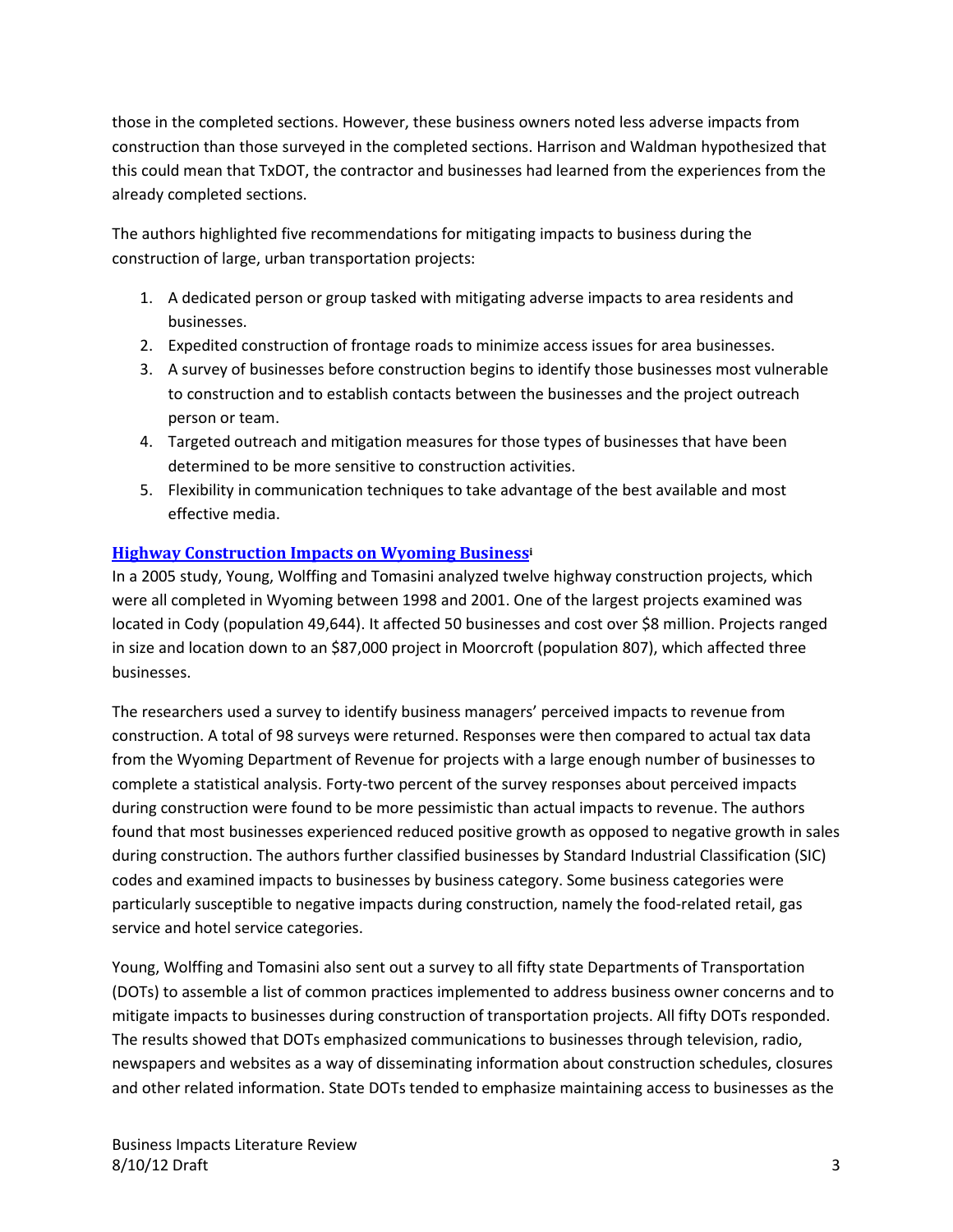those in the completed sections. However, these business owners noted less adverse impacts from construction than those surveyed in the completed sections. Harrison and Waldman hypothesized that this could mean that TxDOT, the contractor and businesses had learned from the experiences from the already completed sections.

The authors highlighted five recommendations for mitigating impacts to business during the construction of large, urban transportation projects:

1. A dedicated person or group tasked with mitigating adverse impacts to area residents and businesses.
2. Expedited construction of frontage roads to minimize access issues for area businesses.
3. A survey of businesses before construction begins to identify those businesses most vulnerable to construction and to establish contacts between the businesses and the project outreach person or team.
4. Targeted outreach and mitigation measures for those types of businesses that have been determined to be more sensitive to construction activities.
5. Flexibility in communication techniques to take advantage of the best available and most effective media.

### Highway Construction Impacts on Wyoming Business[i]

In a 2005 study, Young, Wolffing and Tomasini analyzed twelve highway construction projects, which were all completed in Wyoming between 1998 and 2001. One of the largest projects examined was located in Cody (population 49,644). It affected 50 businesses and cost over $8 million. Projects ranged in size and location down to an $87,000 project in Moorcroft (population 807), which affected three businesses.

The researchers used a survey to identify business managers' perceived impacts to revenue from construction. A total of 98 surveys were returned. Responses were then compared to actual tax data from the Wyoming Department of Revenue for projects with a large enough number of businesses to complete a statistical analysis. Forty-two percent of the survey responses about perceived impacts during construction were found to be more pessimistic than actual impacts to revenue. The authors found that most businesses experienced reduced positive growth as opposed to negative growth in sales during construction. The authors further classified businesses by Standard Industrial Classification (SIC) codes and examined impacts to businesses by business category. Some business categories were particularly susceptible to negative impacts during construction, namely the food-related retail, gas service and hotel service categories.

Young, Wolffing and Tomasini also sent out a survey to all fifty state Departments of Transportation (DOTs) to assemble a list of common practices implemented to address business owner concerns and to mitigate impacts to businesses during construction of transportation projects. All fifty DOTs responded. The results showed that DOTs emphasized communications to businesses through television, radio, newspapers and websites as a way of disseminating information about construction schedules, closures and other related information. State DOTs tended to emphasize maintaining access to businesses as the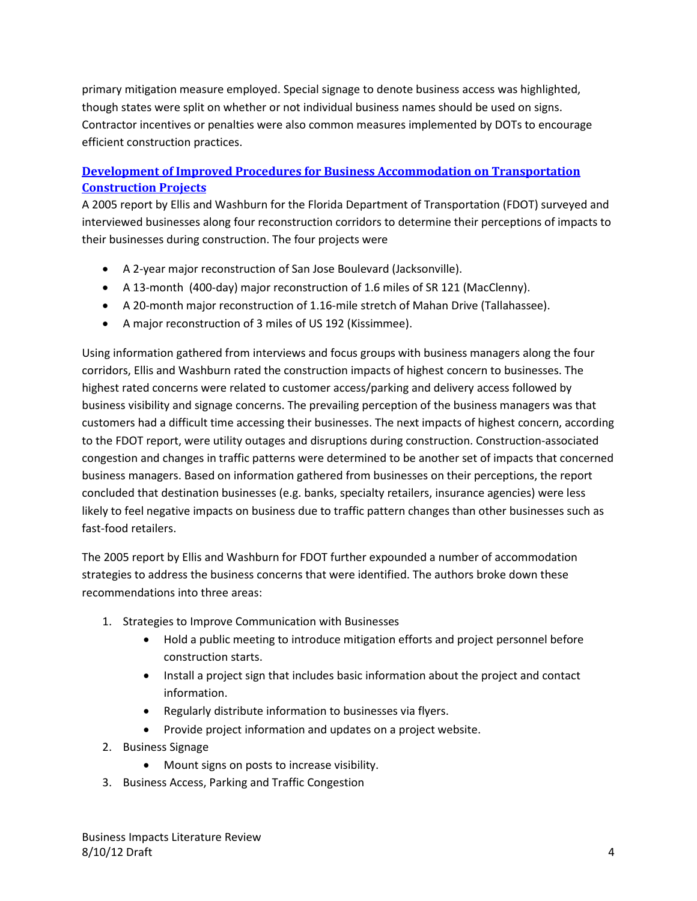primary mitigation measure employed. Special signage to denote business access was highlighted, though states were split on whether or not individual business names should be used on signs. Contractor incentives or penalties were also common measures implemented by DOTs to encourage efficient construction practices.

### [Development of Improved Procedures for Business Accommodation on Transportation Construction Projects]

A 2005 report by Ellis and Washburn for the Florida Department of Transportation (FDOT) surveyed and interviewed businesses along four reconstruction corridors to determine their perceptions of impacts to their businesses during construction. The four projects were

- A 2-year major reconstruction of San Jose Boulevard (Jacksonville).
- A 13-month (400-day) major reconstruction of 1.6 miles of SR 121 (MacClenny).
- A 20-month major reconstruction of 1.16-mile stretch of Mahan Drive (Tallahassee).
- A major reconstruction of 3 miles of US 192 (Kissimmee).

Using information gathered from interviews and focus groups with business managers along the four corridors, Ellis and Washburn rated the construction impacts of highest concern to businesses. The highest rated concerns were related to customer access/parking and delivery access followed by business visibility and signage concerns. The prevailing perception of the business managers was that customers had a difficult time accessing their businesses. The next impacts of highest concern, according to the FDOT report, were utility outages and disruptions during construction. Construction-associated congestion and changes in traffic patterns were determined to be another set of impacts that concerned business managers. Based on information gathered from businesses on their perceptions, the report concluded that destination businesses (e.g. banks, specialty retailers, insurance agencies) were less likely to feel negative impacts on business due to traffic pattern changes than other businesses such as fast-food retailers.

The 2005 report by Ellis and Washburn for FDOT further expounded a number of accommodation strategies to address the business concerns that were identified. The authors broke down these recommendations into three areas:

1. Strategies to Improve Communication with Businesses
   - Hold a public meeting to introduce mitigation efforts and project personnel before construction starts.
   - Install a project sign that includes basic information about the project and contact information.
   - Regularly distribute information to businesses via flyers.
   - Provide project information and updates on a project website.
2. Business Signage
   - Mount signs on posts to increase visibility.
3. Business Access, Parking and Traffic Congestion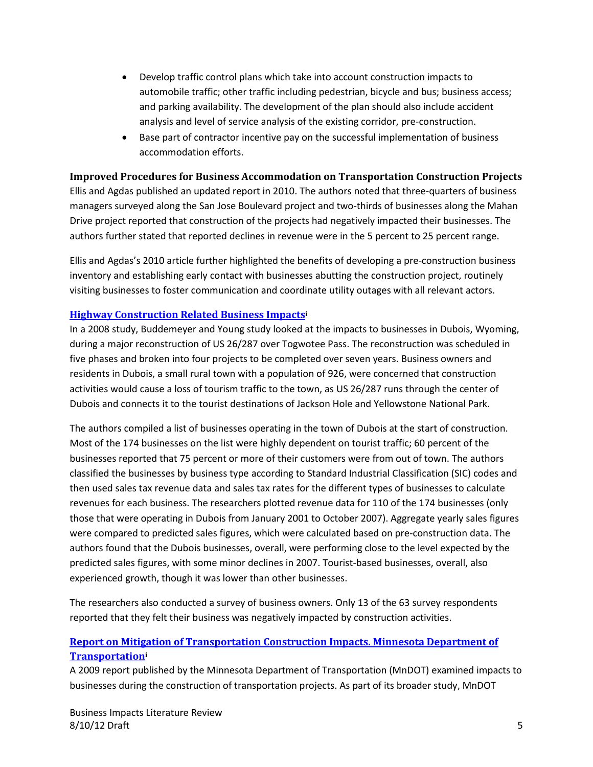- Develop traffic control plans which take into account construction impacts to automobile traffic; other traffic including pedestrian, bicycle and bus; business access; and parking availability. The development of the plan should also include accident analysis and level of service analysis of the existing corridor, pre-construction.
- Base part of contractor incentive pay on the successful implementation of business accommodation efforts.

### Improved Procedures for Business Accommodation on Transportation Construction Projects

Ellis and Agdas published an updated report in 2010. The authors noted that three-quarters of business managers surveyed along the San Jose Boulevard project and two-thirds of businesses along the Mahan Drive project reported that construction of the projects had negatively impacted their businesses. The authors further stated that reported declines in revenue were in the 5 percent to 25 percent range.

Ellis and Agdas's 2010 article further highlighted the benefits of developing a pre-construction business inventory and establishing early contact with businesses abutting the construction project, routinely visiting businesses to foster communication and coordinate utility outages with all relevant actors.

### Highway Construction Related Business Impacts[i]

In a 2008 study, Buddemeyer and Young study looked at the impacts to businesses in Dubois, Wyoming, during a major reconstruction of US 26/287 over Togwotee Pass. The reconstruction was scheduled in five phases and broken into four projects to be completed over seven years. Business owners and residents in Dubois, a small rural town with a population of 926, were concerned that construction activities would cause a loss of tourism traffic to the town, as US 26/287 runs through the center of Dubois and connects it to the tourist destinations of Jackson Hole and Yellowstone National Park.

The authors compiled a list of businesses operating in the town of Dubois at the start of construction. Most of the 174 businesses on the list were highly dependent on tourist traffic; 60 percent of the businesses reported that 75 percent or more of their customers were from out of town. The authors classified the businesses by business type according to Standard Industrial Classification (SIC) codes and then used sales tax revenue data and sales tax rates for the different types of businesses to calculate revenues for each business. The researchers plotted revenue data for 110 of the 174 businesses (only those that were operating in Dubois from January 2001 to October 2007). Aggregate yearly sales figures were compared to predicted sales figures, which were calculated based on pre-construction data. The authors found that the Dubois businesses, overall, were performing close to the level expected by the predicted sales figures, with some minor declines in 2007. Tourist-based businesses, overall, also experienced growth, though it was lower than other businesses.

The researchers also conducted a survey of business owners. Only 13 of the 63 survey respondents reported that they felt their business was negatively impacted by construction activities.

### Report on Mitigation of Transportation Construction Impacts. Minnesota Department of Transportation[i]

A 2009 report published by the Minnesota Department of Transportation (MnDOT) examined impacts to businesses during the construction of transportation projects. As part of its broader study, MnDOT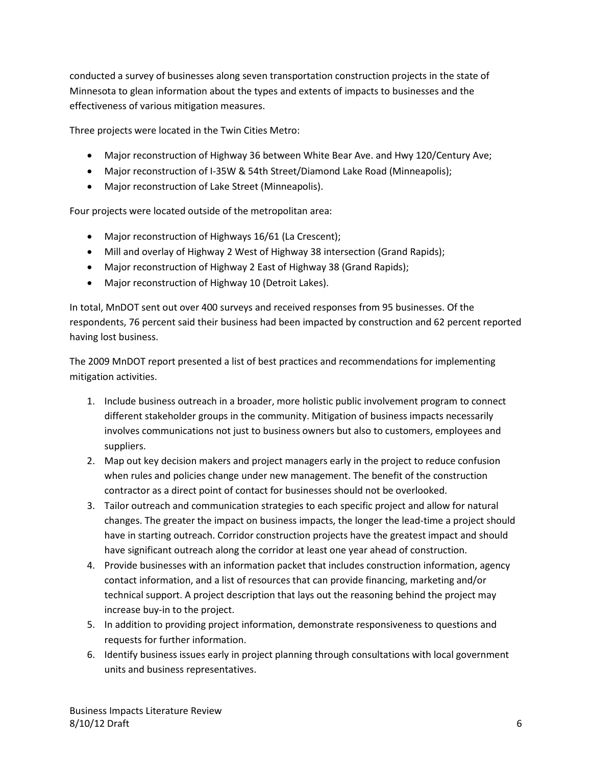conducted a survey of businesses along seven transportation construction projects in the state of Minnesota to glean information about the types and extents of impacts to businesses and the effectiveness of various mitigation measures.

Three projects were located in the Twin Cities Metro:

- Major reconstruction of Highway 36 between White Bear Ave. and Hwy 120/Century Ave;
- Major reconstruction of I-35W & 54th Street/Diamond Lake Road (Minneapolis);
- Major reconstruction of Lake Street (Minneapolis).

Four projects were located outside of the metropolitan area:

- Major reconstruction of Highways 16/61 (La Crescent);
- Mill and overlay of Highway 2 West of Highway 38 intersection (Grand Rapids);
- Major reconstruction of Highway 2 East of Highway 38 (Grand Rapids);
- Major reconstruction of Highway 10 (Detroit Lakes).

In total, MnDOT sent out over 400 surveys and received responses from 95 businesses. Of the respondents, 76 percent said their business had been impacted by construction and 62 percent reported having lost business.

The 2009 MnDOT report presented a list of best practices and recommendations for implementing mitigation activities.

1. Include business outreach in a broader, more holistic public involvement program to connect different stakeholder groups in the community. Mitigation of business impacts necessarily involves communications not just to business owners but also to customers, employees and suppliers.
2. Map out key decision makers and project managers early in the project to reduce confusion when rules and policies change under new management. The benefit of the construction contractor as a direct point of contact for businesses should not be overlooked.
3. Tailor outreach and communication strategies to each specific project and allow for natural changes. The greater the impact on business impacts, the longer the lead-time a project should have in starting outreach. Corridor construction projects have the greatest impact and should have significant outreach along the corridor at least one year ahead of construction.
4. Provide businesses with an information packet that includes construction information, agency contact information, and a list of resources that can provide financing, marketing and/or technical support. A project description that lays out the reasoning behind the project may increase buy-in to the project.
5. In addition to providing project information, demonstrate responsiveness to questions and requests for further information.
6. Identify business issues early in project planning through consultations with local government units and business representatives.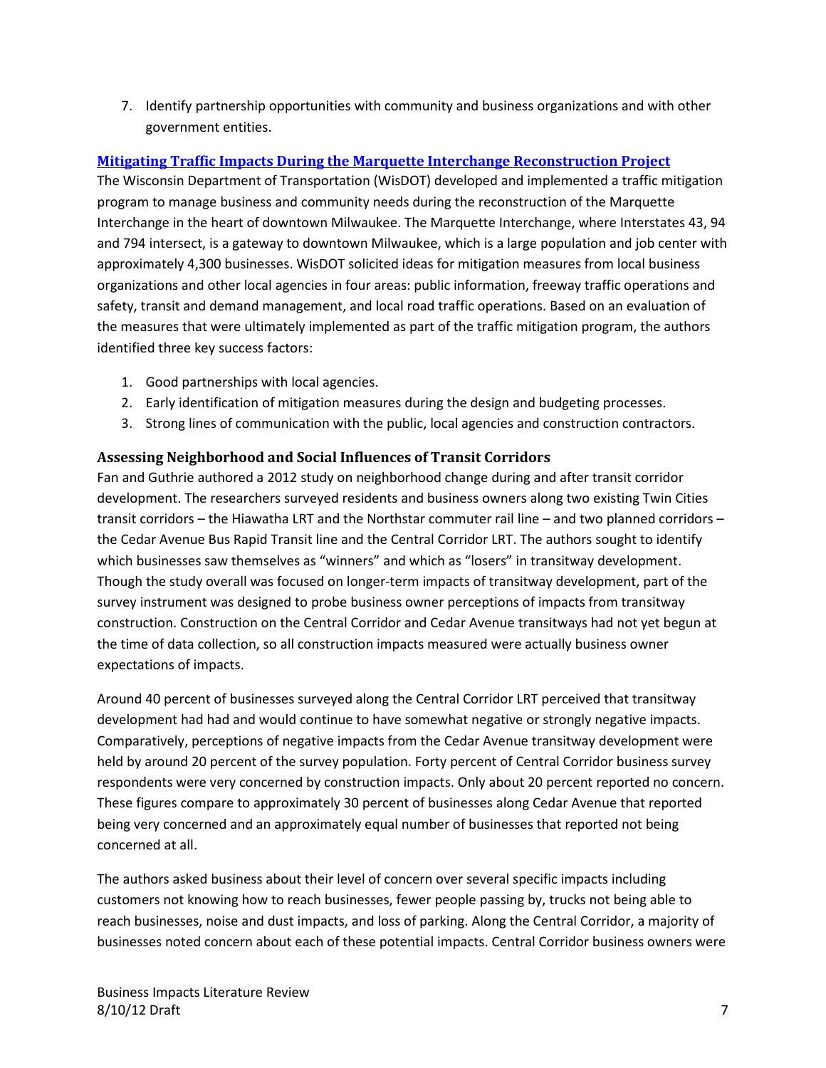7. Identify partnership opportunities with community and business organizations and with other government entities.

### Mitigating Traffic Impacts During the Marquette Interchange Reconstruction Project

The Wisconsin Department of Transportation (WisDOT) developed and implemented a traffic mitigation program to manage business and community needs during the reconstruction of the Marquette Interchange in the heart of downtown Milwaukee. The Marquette Interchange, where Interstates 43, 94 and 794 intersect, is a gateway to downtown Milwaukee, which is a large population and job center with approximately 4,300 businesses. WisDOT solicited ideas for mitigation measures from local business organizations and other local agencies in four areas: public information, freeway traffic operations and safety, transit and demand management, and local road traffic operations. Based on an evaluation of the measures that were ultimately implemented as part of the traffic mitigation program, the authors identified three key success factors:

1. Good partnerships with local agencies.
2. Early identification of mitigation measures during the design and budgeting processes.
3. Strong lines of communication with the public, local agencies and construction contractors.

### Assessing Neighborhood and Social Influences of Transit Corridors

Fan and Guthrie authored a 2012 study on neighborhood change during and after transit corridor development. The researchers surveyed residents and business owners along two existing Twin Cities transit corridors – the Hiawatha LRT and the Northstar commuter rail line – and two planned corridors – the Cedar Avenue Bus Rapid Transit line and the Central Corridor LRT. The authors sought to identify which businesses saw themselves as "winners" and which as "losers" in transitway development. Though the study overall was focused on longer-term impacts of transitway development, part of the survey instrument was designed to probe business owner perceptions of impacts from transitway construction. Construction on the Central Corridor and Cedar Avenue transitways had not yet begun at the time of data collection, so all construction impacts measured were actually business owner expectations of impacts.

Around 40 percent of businesses surveyed along the Central Corridor LRT perceived that transitway development had had and would continue to have somewhat negative or strongly negative impacts. Comparatively, perceptions of negative impacts from the Cedar Avenue transitway development were held by around 20 percent of the survey population. Forty percent of Central Corridor business survey respondents were very concerned by construction impacts. Only about 20 percent reported no concern. These figures compare to approximately 30 percent of businesses along Cedar Avenue that reported being very concerned and an approximately equal number of businesses that reported not being concerned at all.

The authors asked business about their level of concern over several specific impacts including customers not knowing how to reach businesses, fewer people passing by, trucks not being able to reach businesses, noise and dust impacts, and loss of parking. Along the Central Corridor, a majority of businesses noted concern about each of these potential impacts. Central Corridor business owners were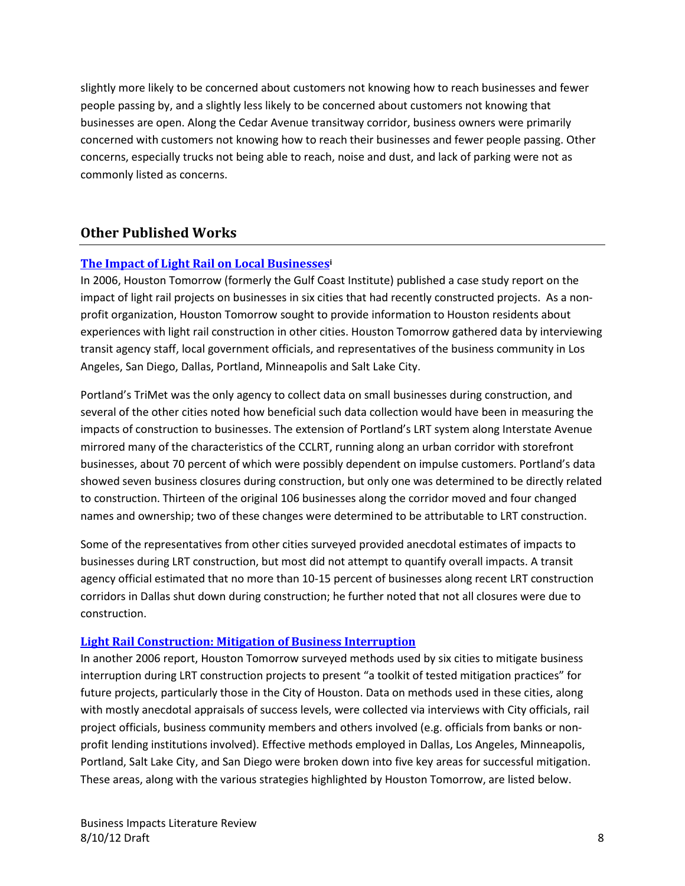slightly more likely to be concerned about customers not knowing how to reach businesses and fewer people passing by, and a slightly less likely to be concerned about customers not knowing that businesses are open. Along the Cedar Avenue transitway corridor, business owners were primarily concerned with customers not knowing how to reach their businesses and fewer people passing. Other concerns, especially trucks not being able to reach, noise and dust, and lack of parking were not as commonly listed as concerns.

## Other Published Works

### The Impact of Light Rail on Local Businesses[i]

In 2006, Houston Tomorrow (formerly the Gulf Coast Institute) published a case study report on the impact of light rail projects on businesses in six cities that had recently constructed projects. As a non-profit organization, Houston Tomorrow sought to provide information to Houston residents about experiences with light rail construction in other cities. Houston Tomorrow gathered data by interviewing transit agency staff, local government officials, and representatives of the business community in Los Angeles, San Diego, Dallas, Portland, Minneapolis and Salt Lake City.

Portland's TriMet was the only agency to collect data on small businesses during construction, and several of the other cities noted how beneficial such data collection would have been in measuring the impacts of construction to businesses. The extension of Portland's LRT system along Interstate Avenue mirrored many of the characteristics of the CCLRT, running along an urban corridor with storefront businesses, about 70 percent of which were possibly dependent on impulse customers. Portland's data showed seven business closures during construction, but only one was determined to be directly related to construction. Thirteen of the original 106 businesses along the corridor moved and four changed names and ownership; two of these changes were determined to be attributable to LRT construction.

Some of the representatives from other cities surveyed provided anecdotal estimates of impacts to businesses during LRT construction, but most did not attempt to quantify overall impacts. A transit agency official estimated that no more than 10-15 percent of businesses along recent LRT construction corridors in Dallas shut down during construction; he further noted that not all closures were due to construction.

### Light Rail Construction: Mitigation of Business Interruption

In another 2006 report, Houston Tomorrow surveyed methods used by six cities to mitigate business interruption during LRT construction projects to present "a toolkit of tested mitigation practices" for future projects, particularly those in the City of Houston. Data on methods used in these cities, along with mostly anecdotal appraisals of success levels, were collected via interviews with City officials, rail project officials, business community members and others involved (e.g. officials from banks or non-profit lending institutions involved). Effective methods employed in Dallas, Los Angeles, Minneapolis, Portland, Salt Lake City, and San Diego were broken down into five key areas for successful mitigation. These areas, along with the various strategies highlighted by Houston Tomorrow, are listed below.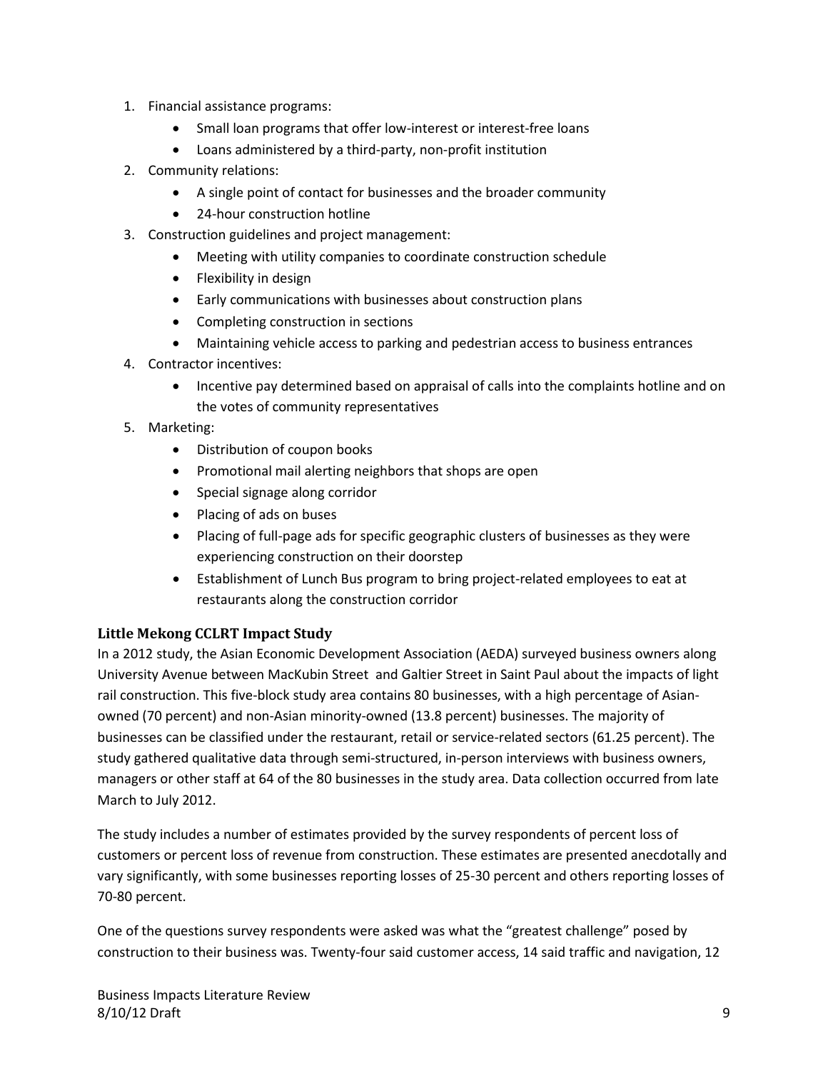1. Financial assistance programs:
    - Small loan programs that offer low-interest or interest-free loans
    - Loans administered by a third-party, non-profit institution
2. Community relations:
    - A single point of contact for businesses and the broader community
    - 24-hour construction hotline
3. Construction guidelines and project management:
    - Meeting with utility companies to coordinate construction schedule
    - Flexibility in design
    - Early communications with businesses about construction plans
    - Completing construction in sections
    - Maintaining vehicle access to parking and pedestrian access to business entrances
4. Contractor incentives:
    - Incentive pay determined based on appraisal of calls into the complaints hotline and on the votes of community representatives
5. Marketing:
    - Distribution of coupon books
    - Promotional mail alerting neighbors that shops are open
    - Special signage along corridor
    - Placing of ads on buses
    - Placing of full-page ads for specific geographic clusters of businesses as they were experiencing construction on their doorstep
    - Establishment of Lunch Bus program to bring project-related employees to eat at restaurants along the construction corridor

### Little Mekong CCLRT Impact Study

In a 2012 study, the Asian Economic Development Association (AEDA) surveyed business owners along University Avenue between MacKubin Street and Galtier Street in Saint Paul about the impacts of light rail construction. This five-block study area contains 80 businesses, with a high percentage of Asian-owned (70 percent) and non-Asian minority-owned (13.8 percent) businesses. The majority of businesses can be classified under the restaurant, retail or service-related sectors (61.25 percent). The study gathered qualitative data through semi-structured, in-person interviews with business owners, managers or other staff at 64 of the 80 businesses in the study area. Data collection occurred from late March to July 2012.

The study includes a number of estimates provided by the survey respondents of percent loss of customers or percent loss of revenue from construction. These estimates are presented anecdotally and vary significantly, with some businesses reporting losses of 25-30 percent and others reporting losses of 70-80 percent.

One of the questions survey respondents were asked was what the "greatest challenge" posed by construction to their business was. Twenty-four said customer access, 14 said traffic and navigation, 12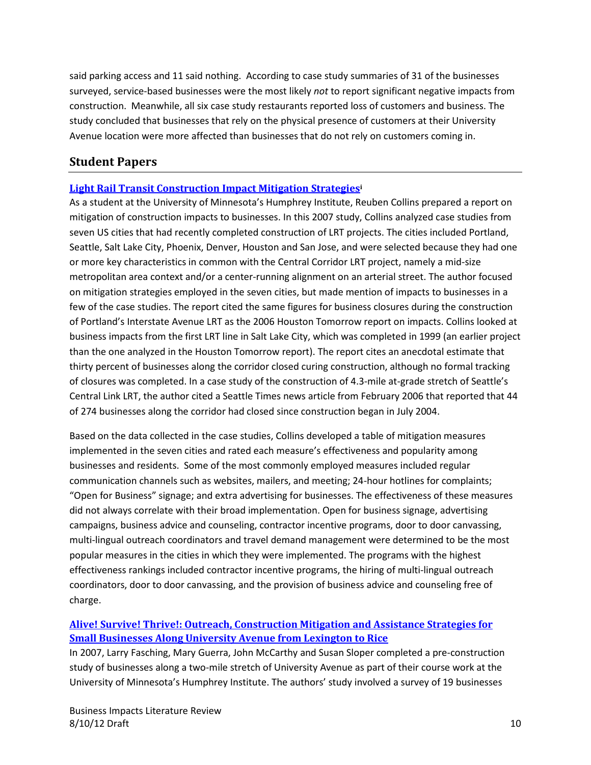said parking access and 11 said nothing. According to case study summaries of 31 of the businesses surveyed, service-based businesses were the most likely *not* to report significant negative impacts from construction. Meanwhile, all six case study restaurants reported loss of customers and business. The study concluded that businesses that rely on the physical presence of customers at their University Avenue location were more affected than businesses that do not rely on customers coming in.

## Student Papers

### Light Rail Transit Construction Impact Mitigation Strategies[i]

As a student at the University of Minnesota's Humphrey Institute, Reuben Collins prepared a report on mitigation of construction impacts to businesses. In this 2007 study, Collins analyzed case studies from seven US cities that had recently completed construction of LRT projects. The cities included Portland, Seattle, Salt Lake City, Phoenix, Denver, Houston and San Jose, and were selected because they had one or more key characteristics in common with the Central Corridor LRT project, namely a mid-size metropolitan area context and/or a center-running alignment on an arterial street. The author focused on mitigation strategies employed in the seven cities, but made mention of impacts to businesses in a few of the case studies. The report cited the same figures for business closures during the construction of Portland's Interstate Avenue LRT as the 2006 Houston Tomorrow report on impacts. Collins looked at business impacts from the first LRT line in Salt Lake City, which was completed in 1999 (an earlier project than the one analyzed in the Houston Tomorrow report). The report cites an anecdotal estimate that thirty percent of businesses along the corridor closed curing construction, although no formal tracking of closures was completed. In a case study of the construction of 4.3-mile at-grade stretch of Seattle's Central Link LRT, the author cited a Seattle Times news article from February 2006 that reported that 44 of 274 businesses along the corridor had closed since construction began in July 2004.

Based on the data collected in the case studies, Collins developed a table of mitigation measures implemented in the seven cities and rated each measure's effectiveness and popularity among businesses and residents. Some of the most commonly employed measures included regular communication channels such as websites, mailers, and meeting; 24-hour hotlines for complaints; "Open for Business" signage; and extra advertising for businesses. The effectiveness of these measures did not always correlate with their broad implementation. Open for business signage, advertising campaigns, business advice and counseling, contractor incentive programs, door to door canvassing, multi-lingual outreach coordinators and travel demand management were determined to be the most popular measures in the cities in which they were implemented. The programs with the highest effectiveness rankings included contractor incentive programs, the hiring of multi-lingual outreach coordinators, door to door canvassing, and the provision of business advice and counseling free of charge.

### Alive! Survive! Thrive!: Outreach, Construction Mitigation and Assistance Strategies for Small Businesses Along University Avenue from Lexington to Rice

In 2007, Larry Fasching, Mary Guerra, John McCarthy and Susan Sloper completed a pre-construction study of businesses along a two-mile stretch of University Avenue as part of their course work at the University of Minnesota's Humphrey Institute. The authors' study involved a survey of 19 businesses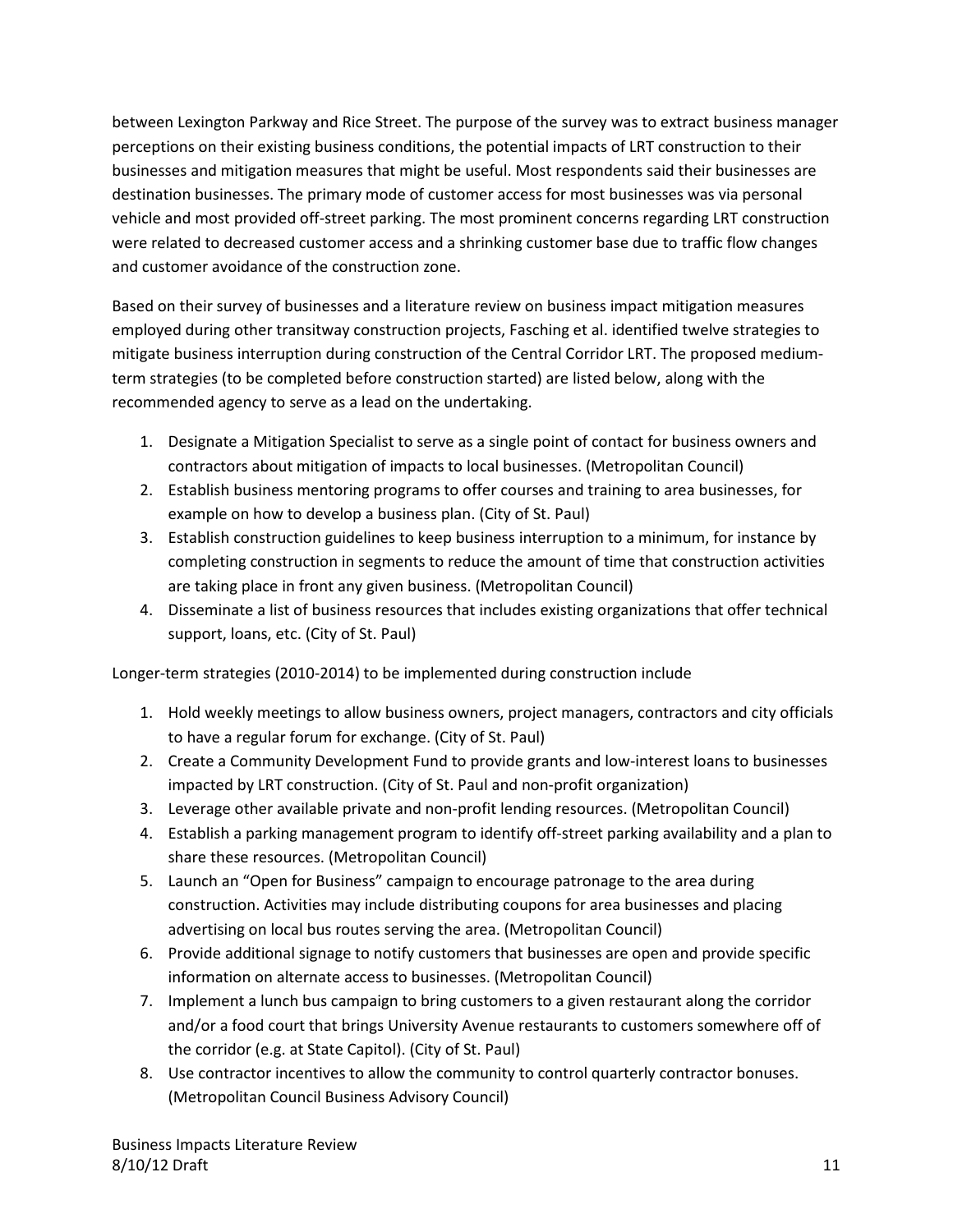between Lexington Parkway and Rice Street. The purpose of the survey was to extract business manager perceptions on their existing business conditions, the potential impacts of LRT construction to their businesses and mitigation measures that might be useful. Most respondents said their businesses are destination businesses. The primary mode of customer access for most businesses was via personal vehicle and most provided off-street parking. The most prominent concerns regarding LRT construction were related to decreased customer access and a shrinking customer base due to traffic flow changes and customer avoidance of the construction zone.

Based on their survey of businesses and a literature review on business impact mitigation measures employed during other transitway construction projects, Fasching et al. identified twelve strategies to mitigate business interruption during construction of the Central Corridor LRT. The proposed medium-term strategies (to be completed before construction started) are listed below, along with the recommended agency to serve as a lead on the undertaking.

1. Designate a Mitigation Specialist to serve as a single point of contact for business owners and contractors about mitigation of impacts to local businesses. (Metropolitan Council)
2. Establish business mentoring programs to offer courses and training to area businesses, for example on how to develop a business plan. (City of St. Paul)
3. Establish construction guidelines to keep business interruption to a minimum, for instance by completing construction in segments to reduce the amount of time that construction activities are taking place in front any given business. (Metropolitan Council)
4. Disseminate a list of business resources that includes existing organizations that offer technical support, loans, etc. (City of St. Paul)

Longer-term strategies (2010-2014) to be implemented during construction include

1. Hold weekly meetings to allow business owners, project managers, contractors and city officials to have a regular forum for exchange. (City of St. Paul)
2. Create a Community Development Fund to provide grants and low-interest loans to businesses impacted by LRT construction. (City of St. Paul and non-profit organization)
3. Leverage other available private and non-profit lending resources. (Metropolitan Council)
4. Establish a parking management program to identify off-street parking availability and a plan to share these resources. (Metropolitan Council)
5. Launch an "Open for Business" campaign to encourage patronage to the area during construction. Activities may include distributing coupons for area businesses and placing advertising on local bus routes serving the area. (Metropolitan Council)
6. Provide additional signage to notify customers that businesses are open and provide specific information on alternate access to businesses. (Metropolitan Council)
7. Implement a lunch bus campaign to bring customers to a given restaurant along the corridor and/or a food court that brings University Avenue restaurants to customers somewhere off of the corridor (e.g. at State Capitol). (City of St. Paul)
8. Use contractor incentives to allow the community to control quarterly contractor bonuses. (Metropolitan Council Business Advisory Council)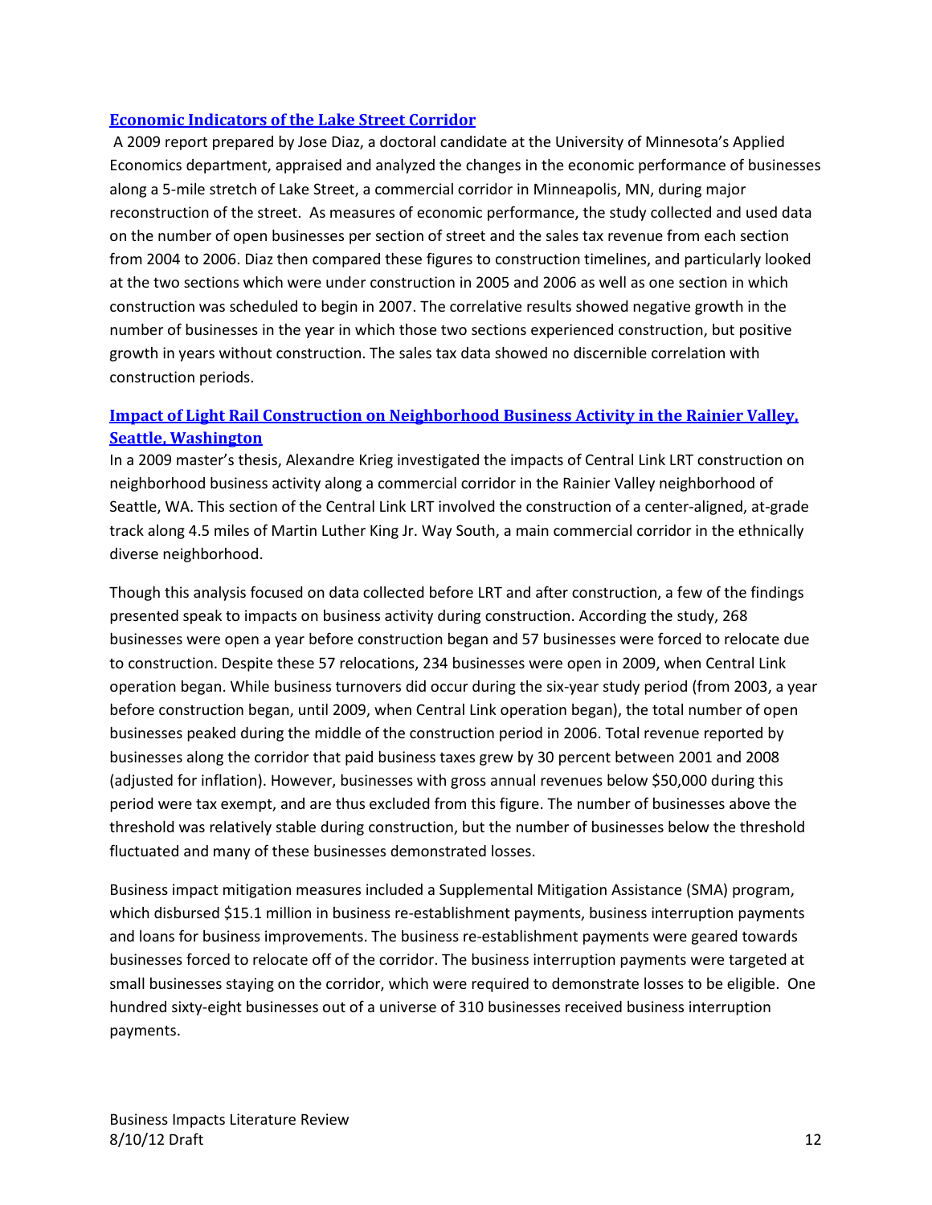### [Economic Indicators of the Lake Street Corridor]()

A 2009 report prepared by Jose Diaz, a doctoral candidate at the University of Minnesota's Applied Economics department, appraised and analyzed the changes in the economic performance of businesses along a 5-mile stretch of Lake Street, a commercial corridor in Minneapolis, MN, during major reconstruction of the street. As measures of economic performance, the study collected and used data on the number of open businesses per section of street and the sales tax revenue from each section from 2004 to 2006. Diaz then compared these figures to construction timelines, and particularly looked at the two sections which were under construction in 2005 and 2006 as well as one section in which construction was scheduled to begin in 2007. The correlative results showed negative growth in the number of businesses in the year in which those two sections experienced construction, but positive growth in years without construction. The sales tax data showed no discernible correlation with construction periods.

### [Impact of Light Rail Construction on Neighborhood Business Activity in the Rainier Valley, Seattle, Washington]()

In a 2009 master's thesis, Alexandre Krieg investigated the impacts of Central Link LRT construction on neighborhood business activity along a commercial corridor in the Rainier Valley neighborhood of Seattle, WA. This section of the Central Link LRT involved the construction of a center-aligned, at-grade track along 4.5 miles of Martin Luther King Jr. Way South, a main commercial corridor in the ethnically diverse neighborhood.

Though this analysis focused on data collected before LRT and after construction, a few of the findings presented speak to impacts on business activity during construction. According the study, 268 businesses were open a year before construction began and 57 businesses were forced to relocate due to construction. Despite these 57 relocations, 234 businesses were open in 2009, when Central Link operation began. While business turnovers did occur during the six-year study period (from 2003, a year before construction began, until 2009, when Central Link operation began), the total number of open businesses peaked during the middle of the construction period in 2006. Total revenue reported by businesses along the corridor that paid business taxes grew by 30 percent between 2001 and 2008 (adjusted for inflation). However, businesses with gross annual revenues below $50,000 during this period were tax exempt, and are thus excluded from this figure. The number of businesses above the threshold was relatively stable during construction, but the number of businesses below the threshold fluctuated and many of these businesses demonstrated losses.

Business impact mitigation measures included a Supplemental Mitigation Assistance (SMA) program, which disbursed $15.1 million in business re-establishment payments, business interruption payments and loans for business improvements. The business re-establishment payments were geared towards businesses forced to relocate off of the corridor. The business interruption payments were targeted at small businesses staying on the corridor, which were required to demonstrate losses to be eligible. One hundred sixty-eight businesses out of a universe of 310 businesses received business interruption payments.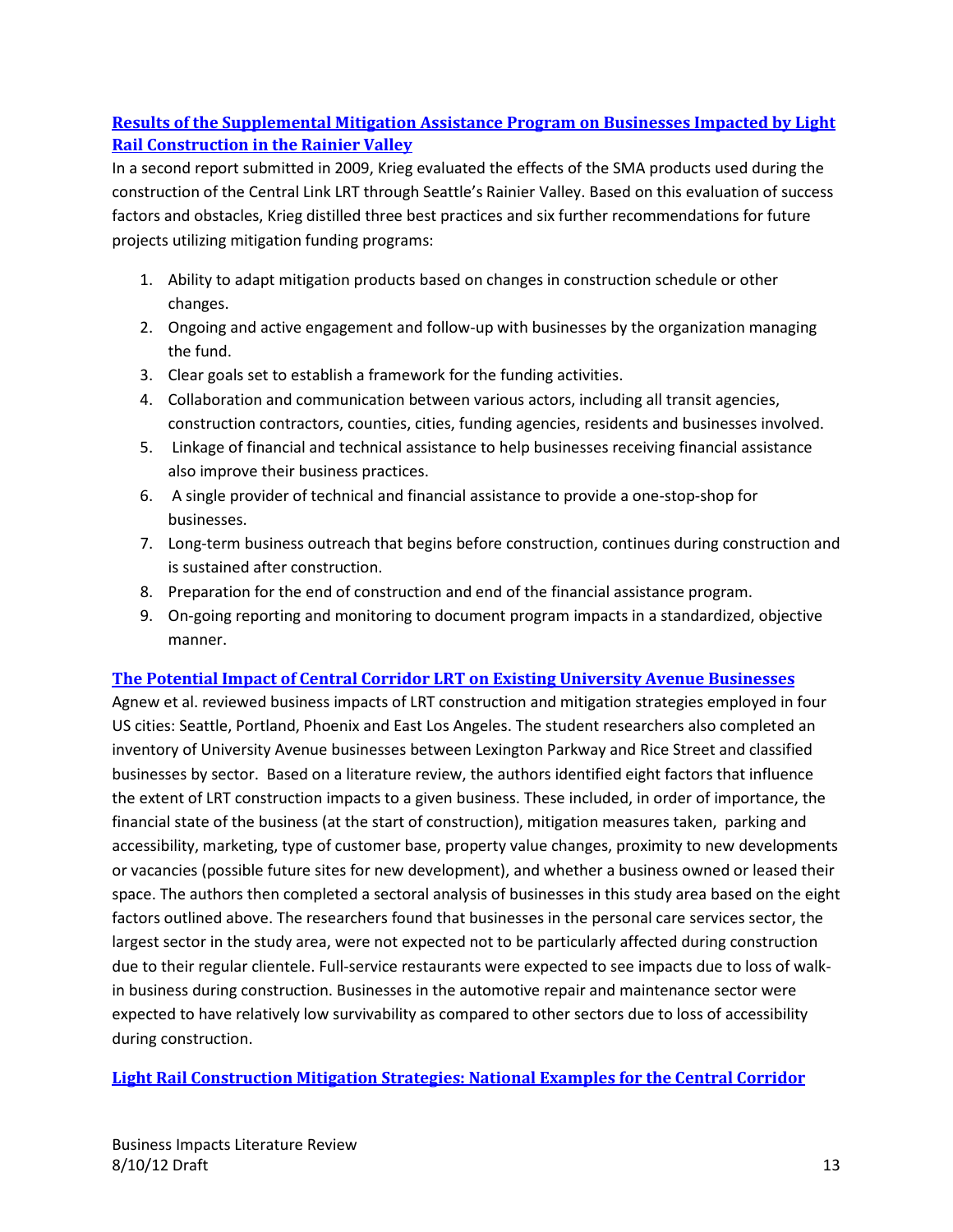### Results of the Supplemental Mitigation Assistance Program on Businesses Impacted by Light Rail Construction in the Rainier Valley

In a second report submitted in 2009, Krieg evaluated the effects of the SMA products used during the construction of the Central Link LRT through Seattle's Rainier Valley. Based on this evaluation of success factors and obstacles, Krieg distilled three best practices and six further recommendations for future projects utilizing mitigation funding programs:

1. Ability to adapt mitigation products based on changes in construction schedule or other changes.
2. Ongoing and active engagement and follow-up with businesses by the organization managing the fund.
3. Clear goals set to establish a framework for the funding activities.
4. Collaboration and communication between various actors, including all transit agencies, construction contractors, counties, cities, funding agencies, residents and businesses involved.
5. Linkage of financial and technical assistance to help businesses receiving financial assistance also improve their business practices.
6. A single provider of technical and financial assistance to provide a one-stop-shop for businesses.
7. Long-term business outreach that begins before construction, continues during construction and is sustained after construction.
8. Preparation for the end of construction and end of the financial assistance program.
9. On-going reporting and monitoring to document program impacts in a standardized, objective manner.

### The Potential Impact of Central Corridor LRT on Existing University Avenue Businesses

Agnew et al. reviewed business impacts of LRT construction and mitigation strategies employed in four US cities: Seattle, Portland, Phoenix and East Los Angeles. The student researchers also completed an inventory of University Avenue businesses between Lexington Parkway and Rice Street and classified businesses by sector. Based on a literature review, the authors identified eight factors that influence the extent of LRT construction impacts to a given business. These included, in order of importance, the financial state of the business (at the start of construction), mitigation measures taken, parking and accessibility, marketing, type of customer base, property value changes, proximity to new developments or vacancies (possible future sites for new development), and whether a business owned or leased their space. The authors then completed a sectoral analysis of businesses in this study area based on the eight factors outlined above. The researchers found that businesses in the personal care services sector, the largest sector in the study area, were not expected not to be particularly affected during construction due to their regular clientele. Full-service restaurants were expected to see impacts due to loss of walk-in business during construction. Businesses in the automotive repair and maintenance sector were expected to have relatively low survivability as compared to other sectors due to loss of accessibility during construction.

### Light Rail Construction Mitigation Strategies: National Examples for the Central Corridor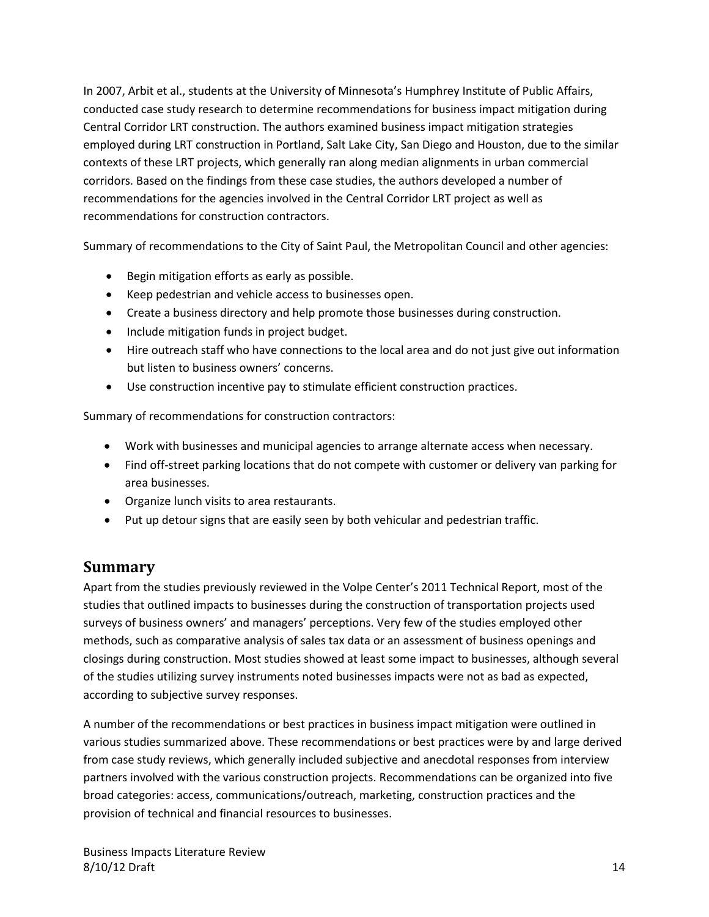In 2007, Arbit et al., students at the University of Minnesota's Humphrey Institute of Public Affairs, conducted case study research to determine recommendations for business impact mitigation during Central Corridor LRT construction. The authors examined business impact mitigation strategies employed during LRT construction in Portland, Salt Lake City, San Diego and Houston, due to the similar contexts of these LRT projects, which generally ran along median alignments in urban commercial corridors. Based on the findings from these case studies, the authors developed a number of recommendations for the agencies involved in the Central Corridor LRT project as well as recommendations for construction contractors.

Summary of recommendations to the City of Saint Paul, the Metropolitan Council and other agencies:

- Begin mitigation efforts as early as possible.
- Keep pedestrian and vehicle access to businesses open.
- Create a business directory and help promote those businesses during construction.
- Include mitigation funds in project budget.
- Hire outreach staff who have connections to the local area and do not just give out information but listen to business owners' concerns.
- Use construction incentive pay to stimulate efficient construction practices.

Summary of recommendations for construction contractors:

- Work with businesses and municipal agencies to arrange alternate access when necessary.
- Find off-street parking locations that do not compete with customer or delivery van parking for area businesses.
- Organize lunch visits to area restaurants.
- Put up detour signs that are easily seen by both vehicular and pedestrian traffic.

## Summary

Apart from the studies previously reviewed in the Volpe Center's 2011 Technical Report, most of the studies that outlined impacts to businesses during the construction of transportation projects used surveys of business owners' and managers' perceptions. Very few of the studies employed other methods, such as comparative analysis of sales tax data or an assessment of business openings and closings during construction. Most studies showed at least some impact to businesses, although several of the studies utilizing survey instruments noted businesses impacts were not as bad as expected, according to subjective survey responses.

A number of the recommendations or best practices in business impact mitigation were outlined in various studies summarized above. These recommendations or best practices were by and large derived from case study reviews, which generally included subjective and anecdotal responses from interview partners involved with the various construction projects. Recommendations can be organized into five broad categories: access, communications/outreach, marketing, construction practices and the provision of technical and financial resources to businesses.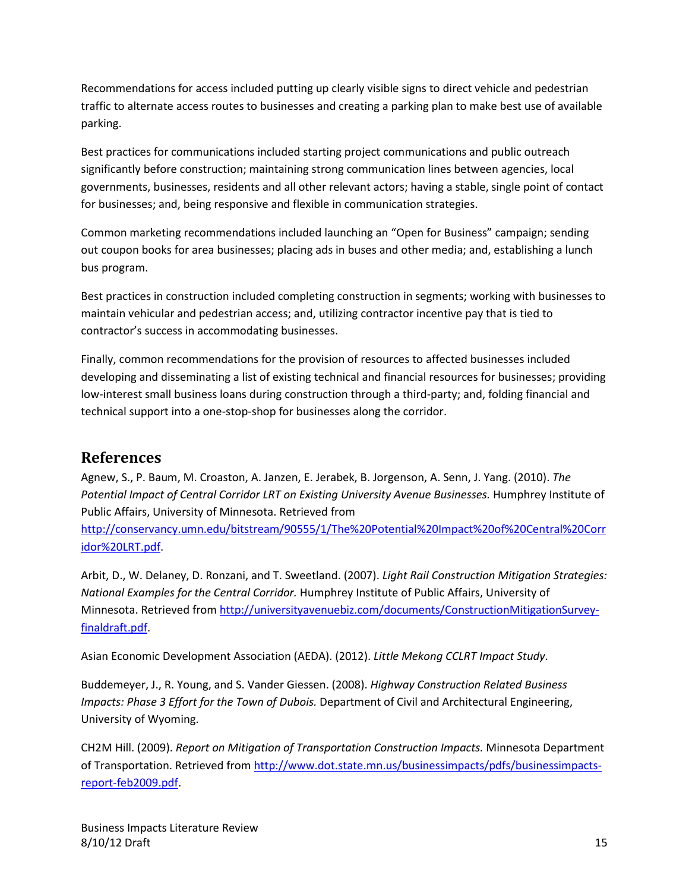Recommendations for access included putting up clearly visible signs to direct vehicle and pedestrian traffic to alternate access routes to businesses and creating a parking plan to make best use of available parking.

Best practices for communications included starting project communications and public outreach significantly before construction; maintaining strong communication lines between agencies, local governments, businesses, residents and all other relevant actors; having a stable, single point of contact for businesses; and, being responsive and flexible in communication strategies.

Common marketing recommendations included launching an "Open for Business" campaign; sending out coupon books for area businesses; placing ads in buses and other media; and, establishing a lunch bus program.

Best practices in construction included completing construction in segments; working with businesses to maintain vehicular and pedestrian access; and, utilizing contractor incentive pay that is tied to contractor's success in accommodating businesses.

Finally, common recommendations for the provision of resources to affected businesses included developing and disseminating a list of existing technical and financial resources for businesses; providing low-interest small business loans during construction through a third-party; and, folding financial and technical support into a one-stop-shop for businesses along the corridor.

## References

Agnew, S., P. Baum, M. Croaston, A. Janzen, E. Jerabek, B. Jorgenson, A. Senn, J. Yang. (2010). *The Potential Impact of Central Corridor LRT on Existing University Avenue Businesses.* Humphrey Institute of Public Affairs, University of Minnesota. Retrieved from http://conservancy.umn.edu/bitstream/90555/1/The%20Potential%20Impact%20of%20Central%20Corridor%20LRT.pdf.

Arbit, D., W. Delaney, D. Ronzani, and T. Sweetland. (2007). *Light Rail Construction Mitigation Strategies: National Examples for the Central Corridor.* Humphrey Institute of Public Affairs, University of Minnesota. Retrieved from http://universityavenuebiz.com/documents/ConstructionMitigationSurvey-finaldraft.pdf.

Asian Economic Development Association (AEDA). (2012). *Little Mekong CCLRT Impact Study*.

Buddemeyer, J., R. Young, and S. Vander Giessen. (2008). *Highway Construction Related Business Impacts: Phase 3 Effort for the Town of Dubois.* Department of Civil and Architectural Engineering, University of Wyoming.

CH2M Hill. (2009). *Report on Mitigation of Transportation Construction Impacts.* Minnesota Department of Transportation. Retrieved from http://www.dot.state.mn.us/businessimpacts/pdfs/businessimpacts-report-feb2009.pdf.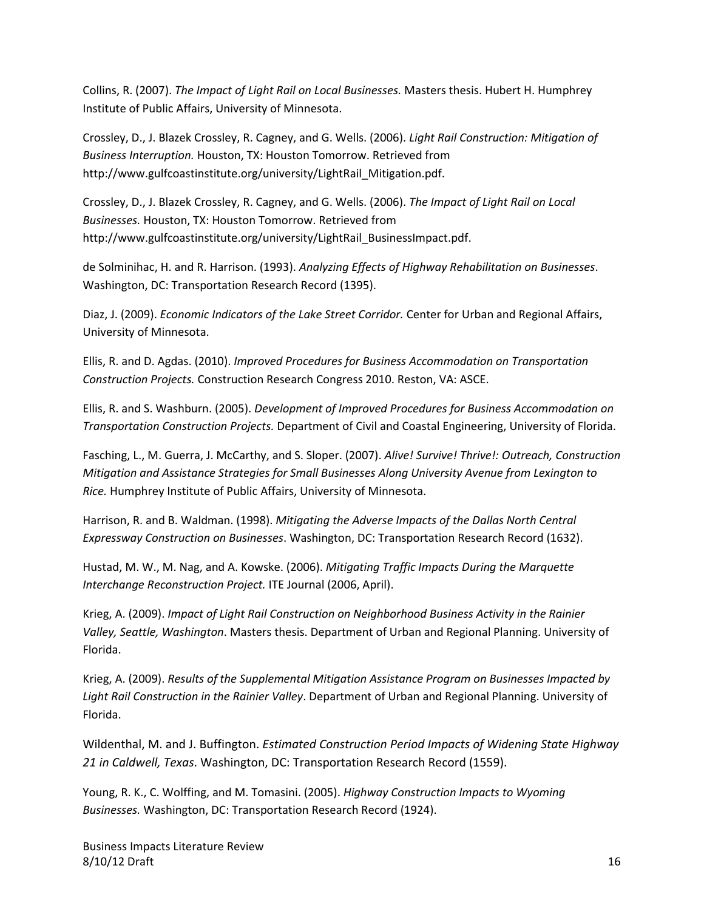Collins, R. (2007). *The Impact of Light Rail on Local Businesses.* Masters thesis. Hubert H. Humphrey Institute of Public Affairs, University of Minnesota.

Crossley, D., J. Blazek Crossley, R. Cagney, and G. Wells. (2006). *Light Rail Construction: Mitigation of Business Interruption.* Houston, TX: Houston Tomorrow. Retrieved from http://www.gulfcoastinstitute.org/university/LightRail_Mitigation.pdf.

Crossley, D., J. Blazek Crossley, R. Cagney, and G. Wells. (2006). *The Impact of Light Rail on Local Businesses.* Houston, TX: Houston Tomorrow. Retrieved from http://www.gulfcoastinstitute.org/university/LightRail_BusinessImpact.pdf.

de Solminihac, H. and R. Harrison. (1993). *Analyzing Effects of Highway Rehabilitation on Businesses*. Washington, DC: Transportation Research Record (1395).

Diaz, J. (2009). *Economic Indicators of the Lake Street Corridor.* Center for Urban and Regional Affairs, University of Minnesota.

Ellis, R. and D. Agdas. (2010). *Improved Procedures for Business Accommodation on Transportation Construction Projects.* Construction Research Congress 2010. Reston, VA: ASCE.

Ellis, R. and S. Washburn. (2005). *Development of Improved Procedures for Business Accommodation on Transportation Construction Projects.* Department of Civil and Coastal Engineering, University of Florida.

Fasching, L., M. Guerra, J. McCarthy, and S. Sloper. (2007). *Alive! Survive! Thrive!: Outreach, Construction Mitigation and Assistance Strategies for Small Businesses Along University Avenue from Lexington to Rice.* Humphrey Institute of Public Affairs, University of Minnesota.

Harrison, R. and B. Waldman. (1998). *Mitigating the Adverse Impacts of the Dallas North Central Expressway Construction on Businesses*. Washington, DC: Transportation Research Record (1632).

Hustad, M. W., M. Nag, and A. Kowske. (2006). *Mitigating Traffic Impacts During the Marquette Interchange Reconstruction Project.* ITE Journal (2006, April).

Krieg, A. (2009). *Impact of Light Rail Construction on Neighborhood Business Activity in the Rainier Valley, Seattle, Washington*. Masters thesis. Department of Urban and Regional Planning. University of Florida.

Krieg, A. (2009). *Results of the Supplemental Mitigation Assistance Program on Businesses Impacted by Light Rail Construction in the Rainier Valley*. Department of Urban and Regional Planning. University of Florida.

Wildenthal, M. and J. Buffington. *Estimated Construction Period Impacts of Widening State Highway 21 in Caldwell, Texas*. Washington, DC: Transportation Research Record (1559).

Young, R. K., C. Wolffing, and M. Tomasini. (2005). *Highway Construction Impacts to Wyoming Businesses.* Washington, DC: Transportation Research Record (1924).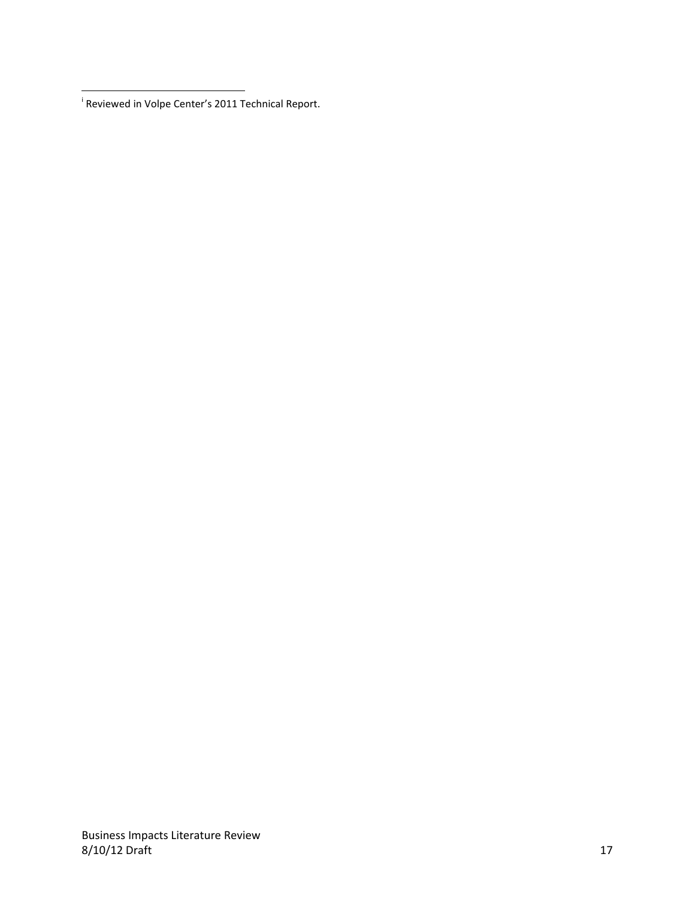[i] Reviewed in Volpe Center's 2011 Technical Report.